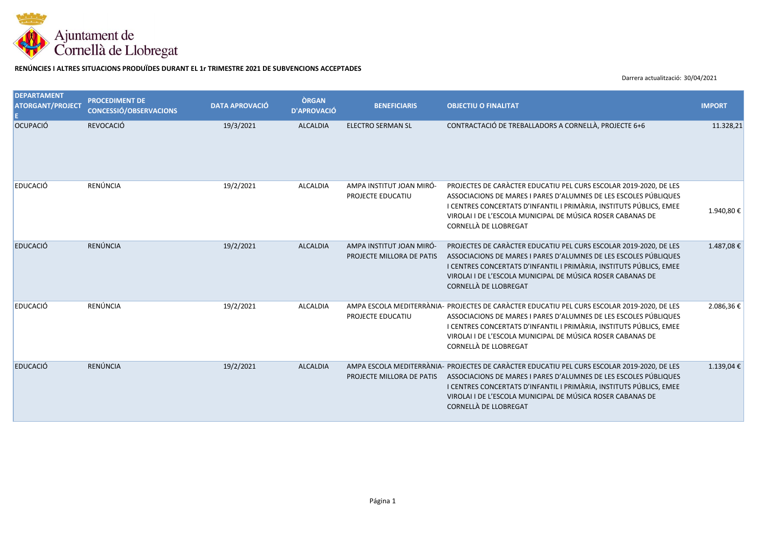Ajuntament de Cornellà de Llobregat

**RENÚNCIES I ALTRES SITUACIONS PRODUÏDES DURANT EL 1r TRIMESTRE 2021 DE SUBVENCIONS ACCEPTADES**

Darrera actualització: 30/04/2021

| DEPARTAMENT ATORGANT/PROJECTE | PROCEDIMENT DE CONCESSIÓ/OBSERVACIONS | DATA APROVACIÓ | ÒRGAN D'APROVACIÓ | BENEFICIARIS | OBJECTIU O FINALITAT | IMPORT |
|---|---|---|---|---|---|---|
| OCUPACIÓ | REVOCACIÓ | 19/3/2021 | ALCALDIA | ELECTRO SERMAN SL | CONTRACTACIÓ DE TREBALLADORS A CORNELLÀ, PROJECTE 6+6 | 11.328,21 |
| EDUCACIÓ | RENÚNCIA | 19/2/2021 | ALCALDIA | AMPA INSTITUT JOAN MIRÓ-PROJECTE EDUCATIU | PROJECTES DE CARÀCTER EDUCATIU PEL CURS ESCOLAR 2019-2020, DE LES ASSOCIACIONS DE MARES I PARES D'ALUMNES DE LES ESCOLES PÚBLIQUES I CENTRES CONCERTATS D'INFANTIL I PRIMÀRIA, INSTITUTS PÚBLICS, EMEE VIROLAI I DE L'ESCOLA MUNICIPAL DE MÚSICA ROSER CABANAS DE CORNELLÀ DE LLOBREGAT | 1.940,80 € |
| EDUCACIÓ | RENÚNCIA | 19/2/2021 | ALCALDIA | AMPA INSTITUT JOAN MIRÓ-PROJECTE MILLORA DE PATIS | PROJECTES DE CARÀCTER EDUCATIU PEL CURS ESCOLAR 2019-2020, DE LES ASSOCIACIONS DE MARES I PARES D'ALUMNES DE LES ESCOLES PÚBLIQUES I CENTRES CONCERTATS D'INFANTIL I PRIMÀRIA, INSTITUTS PÚBLICS, EMEE VIROLAI I DE L'ESCOLA MUNICIPAL DE MÚSICA ROSER CABANAS DE CORNELLÀ DE LLOBREGAT | 1.487,08 € |
| EDUCACIÓ | RENÚNCIA | 19/2/2021 | ALCALDIA | AMPA ESCOLA MEDITERRÀNIA-PROJECTE EDUCATIU | PROJECTES DE CARÀCTER EDUCATIU PEL CURS ESCOLAR 2019-2020, DE LES ASSOCIACIONS DE MARES I PARES D'ALUMNES DE LES ESCOLES PÚBLIQUES I CENTRES CONCERTATS D'INFANTIL I PRIMÀRIA, INSTITUTS PÚBLICS, EMEE VIROLAI I DE L'ESCOLA MUNICIPAL DE MÚSICA ROSER CABANAS DE CORNELLÀ DE LLOBREGAT | 2.086,36 € |
| EDUCACIÓ | RENÚNCIA | 19/2/2021 | ALCALDIA | AMPA ESCOLA MEDITERRÀNIA-PROJECTE MILLORA DE PATIS | PROJECTES DE CARÀCTER EDUCATIU PEL CURS ESCOLAR 2019-2020, DE LES ASSOCIACIONS DE MARES I PARES D'ALUMNES DE LES ESCOLES PÚBLIQUES I CENTRES CONCERTATS D'INFANTIL I PRIMÀRIA, INSTITUTS PÚBLICS, EMEE VIROLAI I DE L'ESCOLA MUNICIPAL DE MÚSICA ROSER CABANAS DE CORNELLÀ DE LLOBREGAT | 1.139,04 € |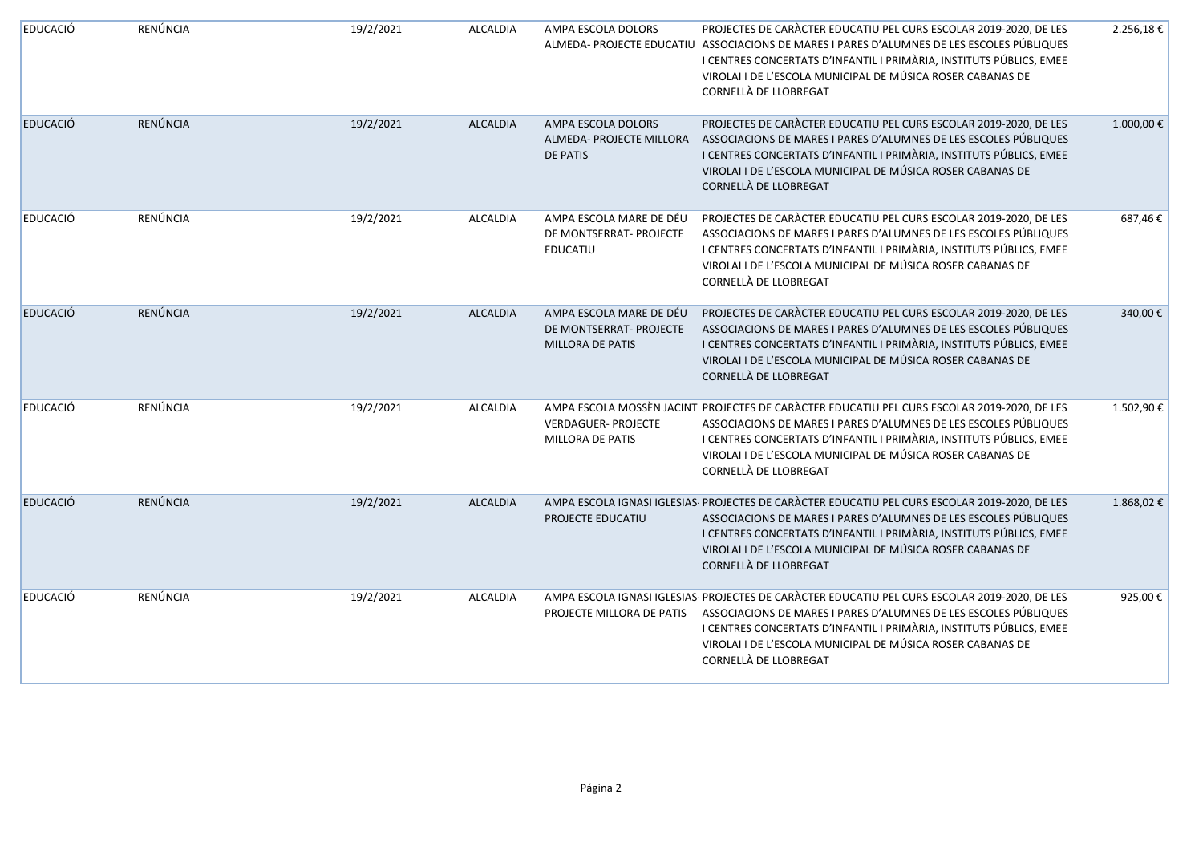| EDUCACIÓ | RENÚNCIA | 19/2/2021 | ALCALDIA | AMPA ESCOLA DOLORS ALMEDA- PROJECTE EDUCATIU | PROJECTES DE CARÀCTER EDUCATIU PEL CURS ESCOLAR 2019-2020, DE LES ASSOCIACIONS DE MARES I PARES D'ALUMNES DE LES ESCOLES PÚBLIQUES I CENTRES CONCERTATS D'INFANTIL I PRIMÀRIA, INSTITUTS PÚBLICS, EMEE VIROLAI I DE L'ESCOLA MUNICIPAL DE MÚSICA ROSER CABANAS DE CORNELLÀ DE LLOBREGAT | 2.256,18 € |
|---|---|---|---|---|---|---|
| EDUCACIÓ | RENÚNCIA | 19/2/2021 | ALCALDIA | AMPA ESCOLA DOLORS ALMEDA- PROJECTE MILLORA DE PATIS | PROJECTES DE CARÀCTER EDUCATIU PEL CURS ESCOLAR 2019-2020, DE LES ASSOCIACIONS DE MARES I PARES D'ALUMNES DE LES ESCOLES PÚBLIQUES I CENTRES CONCERTATS D'INFANTIL I PRIMÀRIA, INSTITUTS PÚBLICS, EMEE VIROLAI I DE L'ESCOLA MUNICIPAL DE MÚSICA ROSER CABANAS DE CORNELLÀ DE LLOBREGAT | 1.000,00 € |
| EDUCACIÓ | RENÚNCIA | 19/2/2021 | ALCALDIA | AMPA ESCOLA MARE DE DÉU DE MONTSERRAT- PROJECTE EDUCATIU | PROJECTES DE CARÀCTER EDUCATIU PEL CURS ESCOLAR 2019-2020, DE LES ASSOCIACIONS DE MARES I PARES D'ALUMNES DE LES ESCOLES PÚBLIQUES I CENTRES CONCERTATS D'INFANTIL I PRIMÀRIA, INSTITUTS PÚBLICS, EMEE VIROLAI I DE L'ESCOLA MUNICIPAL DE MÚSICA ROSER CABANAS DE CORNELLÀ DE LLOBREGAT | 687,46 € |
| EDUCACIÓ | RENÚNCIA | 19/2/2021 | ALCALDIA | AMPA ESCOLA MARE DE DÉU DE MONTSERRAT- PROJECTE MILLORA DE PATIS | PROJECTES DE CARÀCTER EDUCATIU PEL CURS ESCOLAR 2019-2020, DE LES ASSOCIACIONS DE MARES I PARES D'ALUMNES DE LES ESCOLES PÚBLIQUES I CENTRES CONCERTATS D'INFANTIL I PRIMÀRIA, INSTITUTS PÚBLICS, EMEE VIROLAI I DE L'ESCOLA MUNICIPAL DE MÚSICA ROSER CABANAS DE CORNELLÀ DE LLOBREGAT | 340,00 € |
| EDUCACIÓ | RENÚNCIA | 19/2/2021 | ALCALDIA | AMPA ESCOLA MOSSÈN JACINT VERDAGUER- PROJECTE MILLORA DE PATIS | PROJECTES DE CARÀCTER EDUCATIU PEL CURS ESCOLAR 2019-2020, DE LES ASSOCIACIONS DE MARES I PARES D'ALUMNES DE LES ESCOLES PÚBLIQUES I CENTRES CONCERTATS D'INFANTIL I PRIMÀRIA, INSTITUTS PÚBLICS, EMEE VIROLAI I DE L'ESCOLA MUNICIPAL DE MÚSICA ROSER CABANAS DE CORNELLÀ DE LLOBREGAT | 1.502,90 € |
| EDUCACIÓ | RENÚNCIA | 19/2/2021 | ALCALDIA | AMPA ESCOLA IGNASI IGLESIAS- PROJECTE EDUCATIU | PROJECTES DE CARÀCTER EDUCATIU PEL CURS ESCOLAR 2019-2020, DE LES ASSOCIACIONS DE MARES I PARES D'ALUMNES DE LES ESCOLES PÚBLIQUES I CENTRES CONCERTATS D'INFANTIL I PRIMÀRIA, INSTITUTS PÚBLICS, EMEE VIROLAI I DE L'ESCOLA MUNICIPAL DE MÚSICA ROSER CABANAS DE CORNELLÀ DE LLOBREGAT | 1.868,02 € |
| EDUCACIÓ | RENÚNCIA | 19/2/2021 | ALCALDIA | AMPA ESCOLA IGNASI IGLESIAS- PROJECTE MILLORA DE PATIS | PROJECTES DE CARÀCTER EDUCATIU PEL CURS ESCOLAR 2019-2020, DE LES ASSOCIACIONS DE MARES I PARES D'ALUMNES DE LES ESCOLES PÚBLIQUES I CENTRES CONCERTATS D'INFANTIL I PRIMÀRIA, INSTITUTS PÚBLICS, EMEE VIROLAI I DE L'ESCOLA MUNICIPAL DE MÚSICA ROSER CABANAS DE CORNELLÀ DE LLOBREGAT | 925,00 € |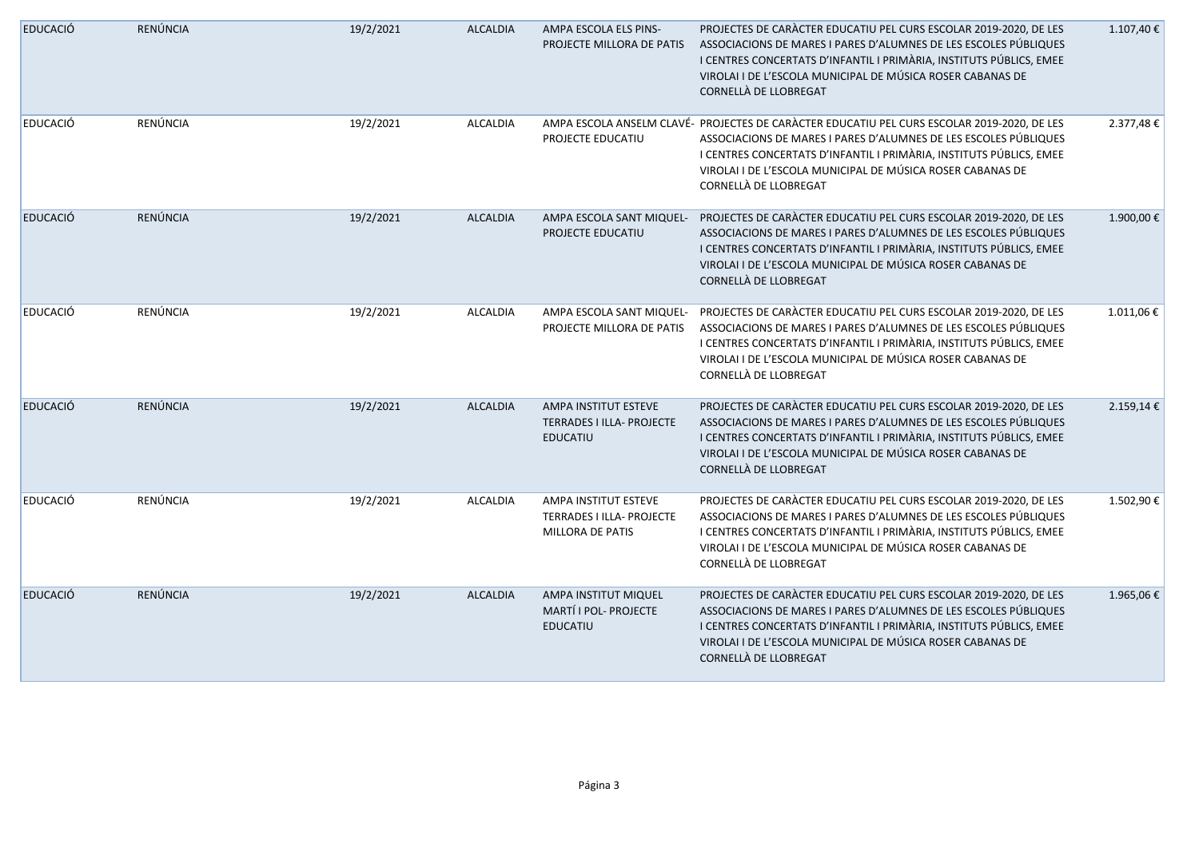| | | | | | | |
|---|---|---|---|---|---|---|
| EDUCACIÓ | RENÚNCIA | 19/2/2021 | ALCALDIA | AMPA ESCOLA ELS PINS- PROJECTE MILLORA DE PATIS | PROJECTES DE CARÀCTER EDUCATIU PEL CURS ESCOLAR 2019-2020, DE LES ASSOCIACIONS DE MARES I PARES D'ALUMNES DE LES ESCOLES PÚBLIQUES I CENTRES CONCERTATS D'INFANTIL I PRIMÀRIA, INSTITUTS PÚBLICS, EMEE VIROLAI I DE L'ESCOLA MUNICIPAL DE MÚSICA ROSER CABANAS DE CORNELLÀ DE LLOBREGAT | 1.107,40 € |
| EDUCACIÓ | RENÚNCIA | 19/2/2021 | ALCALDIA | AMPA ESCOLA ANSELM CLAVÉ- PROJECTE EDUCATIU | PROJECTES DE CARÀCTER EDUCATIU PEL CURS ESCOLAR 2019-2020, DE LES ASSOCIACIONS DE MARES I PARES D'ALUMNES DE LES ESCOLES PÚBLIQUES I CENTRES CONCERTATS D'INFANTIL I PRIMÀRIA, INSTITUTS PÚBLICS, EMEE VIROLAI I DE L'ESCOLA MUNICIPAL DE MÚSICA ROSER CABANAS DE CORNELLÀ DE LLOBREGAT | 2.377,48 € |
| EDUCACIÓ | RENÚNCIA | 19/2/2021 | ALCALDIA | AMPA ESCOLA SANT MIQUEL- PROJECTE EDUCATIU | PROJECTES DE CARÀCTER EDUCATIU PEL CURS ESCOLAR 2019-2020, DE LES ASSOCIACIONS DE MARES I PARES D'ALUMNES DE LES ESCOLES PÚBLIQUES I CENTRES CONCERTATS D'INFANTIL I PRIMÀRIA, INSTITUTS PÚBLICS, EMEE VIROLAI I DE L'ESCOLA MUNICIPAL DE MÚSICA ROSER CABANAS DE CORNELLÀ DE LLOBREGAT | 1.900,00 € |
| EDUCACIÓ | RENÚNCIA | 19/2/2021 | ALCALDIA | AMPA ESCOLA SANT MIQUEL- PROJECTE MILLORA DE PATIS | PROJECTES DE CARÀCTER EDUCATIU PEL CURS ESCOLAR 2019-2020, DE LES ASSOCIACIONS DE MARES I PARES D'ALUMNES DE LES ESCOLES PÚBLIQUES I CENTRES CONCERTATS D'INFANTIL I PRIMÀRIA, INSTITUTS PÚBLICS, EMEE VIROLAI I DE L'ESCOLA MUNICIPAL DE MÚSICA ROSER CABANAS DE CORNELLÀ DE LLOBREGAT | 1.011,06 € |
| EDUCACIÓ | RENÚNCIA | 19/2/2021 | ALCALDIA | AMPA INSTITUT ESTEVE TERRADES I ILLA- PROJECTE EDUCATIU | PROJECTES DE CARÀCTER EDUCATIU PEL CURS ESCOLAR 2019-2020, DE LES ASSOCIACIONS DE MARES I PARES D'ALUMNES DE LES ESCOLES PÚBLIQUES I CENTRES CONCERTATS D'INFANTIL I PRIMÀRIA, INSTITUTS PÚBLICS, EMEE VIROLAI I DE L'ESCOLA MUNICIPAL DE MÚSICA ROSER CABANAS DE CORNELLÀ DE LLOBREGAT | 2.159,14 € |
| EDUCACIÓ | RENÚNCIA | 19/2/2021 | ALCALDIA | AMPA INSTITUT ESTEVE TERRADES I ILLA- PROJECTE MILLORA DE PATIS | PROJECTES DE CARÀCTER EDUCATIU PEL CURS ESCOLAR 2019-2020, DE LES ASSOCIACIONS DE MARES I PARES D'ALUMNES DE LES ESCOLES PÚBLIQUES I CENTRES CONCERTATS D'INFANTIL I PRIMÀRIA, INSTITUTS PÚBLICS, EMEE VIROLAI I DE L'ESCOLA MUNICIPAL DE MÚSICA ROSER CABANAS DE CORNELLÀ DE LLOBREGAT | 1.502,90 € |
| EDUCACIÓ | RENÚNCIA | 19/2/2021 | ALCALDIA | AMPA INSTITUT MIQUEL MARTÍ I POL- PROJECTE EDUCATIU | PROJECTES DE CARÀCTER EDUCATIU PEL CURS ESCOLAR 2019-2020, DE LES ASSOCIACIONS DE MARES I PARES D'ALUMNES DE LES ESCOLES PÚBLIQUES I CENTRES CONCERTATS D'INFANTIL I PRIMÀRIA, INSTITUTS PÚBLICS, EMEE VIROLAI I DE L'ESCOLA MUNICIPAL DE MÚSICA ROSER CABANAS DE CORNELLÀ DE LLOBREGAT | 1.965,06 € |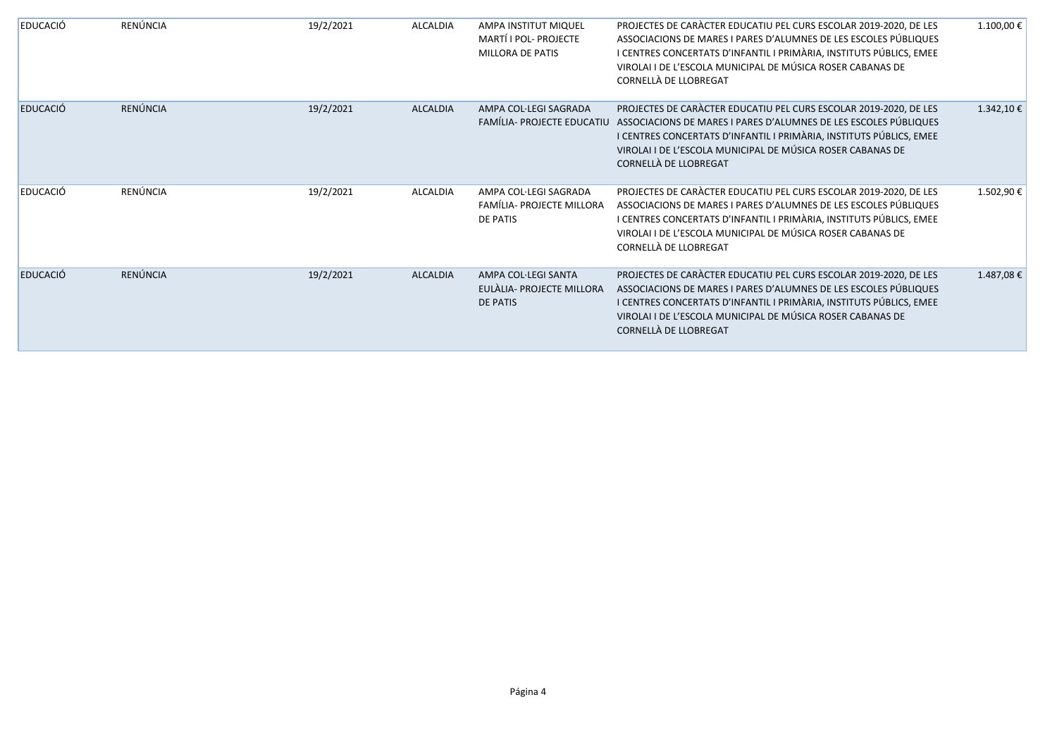| | | | | | | |
|---|---|---|---|---|---|---|
| EDUCACIÓ | RENÚNCIA | 19/2/2021 | ALCALDIA | AMPA INSTITUT MIQUEL MARTÍ I POL- PROJECTE MILLORA DE PATIS | PROJECTES DE CARÀCTER EDUCATIU PEL CURS ESCOLAR 2019-2020, DE LES ASSOCIACIONS DE MARES I PARES D'ALUMNES DE LES ESCOLES PÚBLIQUES I CENTRES CONCERTATS D'INFANTIL I PRIMÀRIA, INSTITUTS PÚBLICS, EMEE VIROLAI I DE L'ESCOLA MUNICIPAL DE MÚSICA ROSER CABANAS DE CORNELLÀ DE LLOBREGAT | 1.100,00 € |
| EDUCACIÓ | RENÚNCIA | 19/2/2021 | ALCALDIA | AMPA COL·LEGI SAGRADA FAMÍLIA- PROJECTE EDUCATIU | PROJECTES DE CARÀCTER EDUCATIU PEL CURS ESCOLAR 2019-2020, DE LES ASSOCIACIONS DE MARES I PARES D'ALUMNES DE LES ESCOLES PÚBLIQUES I CENTRES CONCERTATS D'INFANTIL I PRIMÀRIA, INSTITUTS PÚBLICS, EMEE VIROLAI I DE L'ESCOLA MUNICIPAL DE MÚSICA ROSER CABANAS DE CORNELLÀ DE LLOBREGAT | 1.342,10 € |
| EDUCACIÓ | RENÚNCIA | 19/2/2021 | ALCALDIA | AMPA COL·LEGI SAGRADA FAMÍLIA- PROJECTE MILLORA DE PATIS | PROJECTES DE CARÀCTER EDUCATIU PEL CURS ESCOLAR 2019-2020, DE LES ASSOCIACIONS DE MARES I PARES D'ALUMNES DE LES ESCOLES PÚBLIQUES I CENTRES CONCERTATS D'INFANTIL I PRIMÀRIA, INSTITUTS PÚBLICS, EMEE VIROLAI I DE L'ESCOLA MUNICIPAL DE MÚSICA ROSER CABANAS DE CORNELLÀ DE LLOBREGAT | 1.502,90 € |
| EDUCACIÓ | RENÚNCIA | 19/2/2021 | ALCALDIA | AMPA COL·LEGI SANTA EULÀLIA- PROJECTE MILLORA DE PATIS | PROJECTES DE CARÀCTER EDUCATIU PEL CURS ESCOLAR 2019-2020, DE LES ASSOCIACIONS DE MARES I PARES D'ALUMNES DE LES ESCOLES PÚBLIQUES I CENTRES CONCERTATS D'INFANTIL I PRIMÀRIA, INSTITUTS PÚBLICS, EMEE VIROLAI I DE L'ESCOLA MUNICIPAL DE MÚSICA ROSER CABANAS DE CORNELLÀ DE LLOBREGAT | 1.487,08 € |